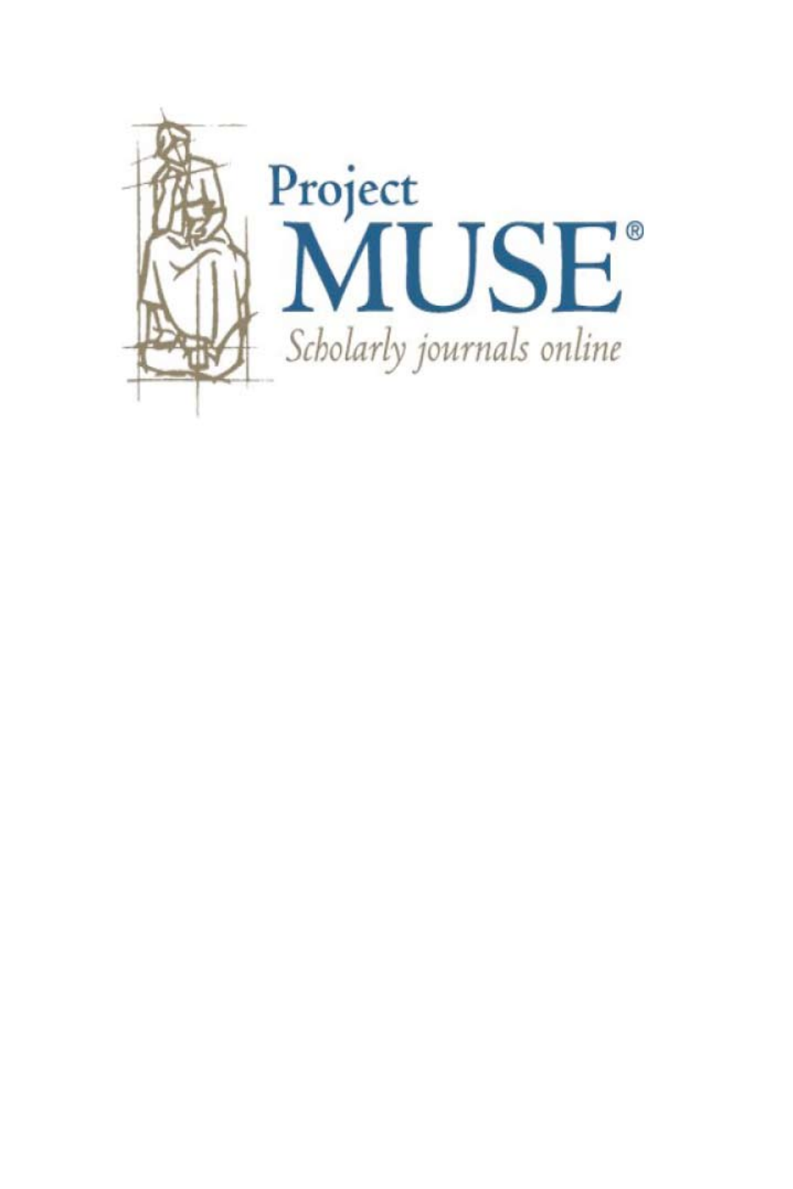Project
MUSE®
*Scholarly journals online*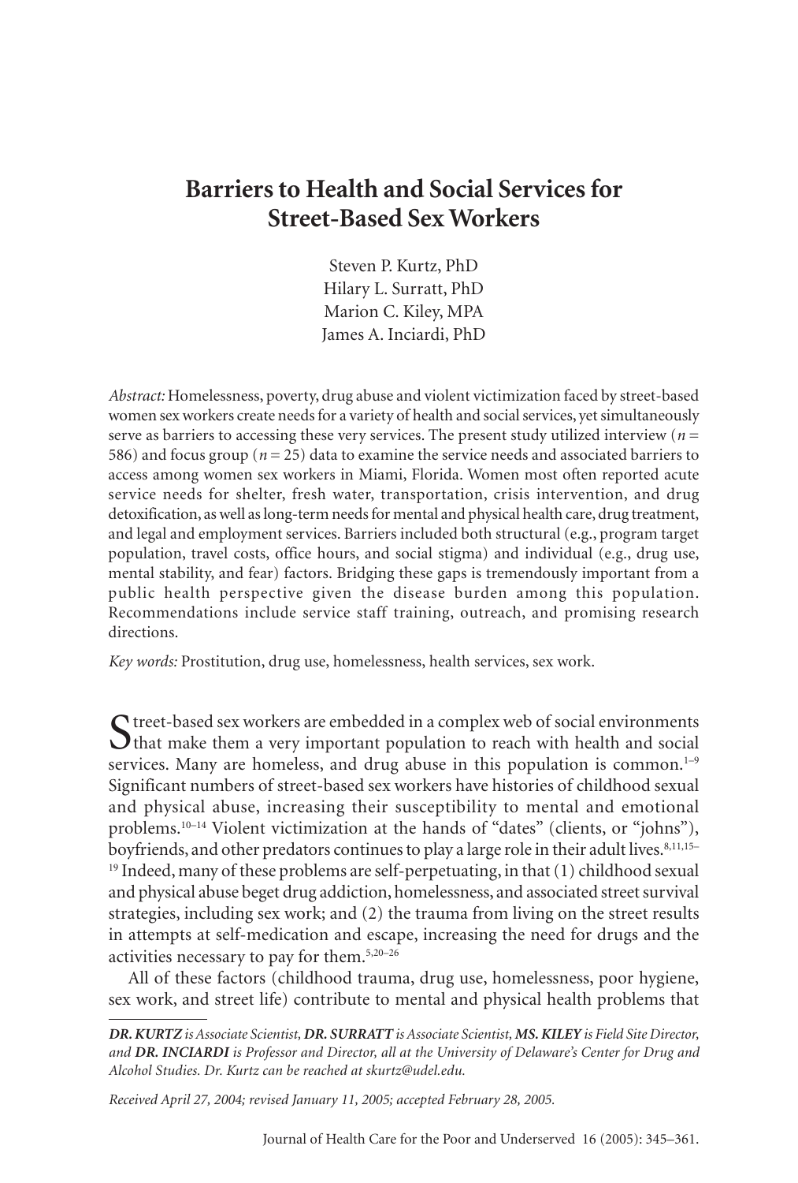# Barriers to Health and Social Services for Street-Based Sex Workers

Steven P. Kurtz, PhD
Hilary L. Surratt, PhD
Marion C. Kiley, MPA
James A. Inciardi, PhD

*Abstract:* Homelessness, poverty, drug abuse and violent victimization faced by street-based women sex workers create needs for a variety of health and social services, yet simultaneously serve as barriers to accessing these very services. The present study utilized interview ($n$ = 586) and focus group ($n$ = 25) data to examine the service needs and associated barriers to access among women sex workers in Miami, Florida. Women most often reported acute service needs for shelter, fresh water, transportation, crisis intervention, and drug detoxification, as well as long-term needs for mental and physical health care, drug treatment, and legal and employment services. Barriers included both structural (e.g., program target population, travel costs, office hours, and social stigma) and individual (e.g., drug use, mental stability, and fear) factors. Bridging these gaps is tremendously important from a public health perspective given the disease burden among this population. Recommendations include service staff training, outreach, and promising research directions.

*Key words:* Prostitution, drug use, homelessness, health services, sex work.

Street-based sex workers are embedded in a complex web of social environments that make them a very important population to reach with health and social services. Many are homeless, and drug abuse in this population is common.[1–9] Significant numbers of street-based sex workers have histories of childhood sexual and physical abuse, increasing their susceptibility to mental and emotional problems.[10–14] Violent victimization at the hands of "dates" (clients, or "johns"), boyfriends, and other predators continues to play a large role in their adult lives.[8,11,15–19] Indeed, many of these problems are self-perpetuating, in that (1) childhood sexual and physical abuse beget drug addiction, homelessness, and associated street survival strategies, including sex work; and (2) the trauma from living on the street results in attempts at self-medication and escape, increasing the need for drugs and the activities necessary to pay for them.[5,20–26]

All of these factors (childhood trauma, drug use, homelessness, poor hygiene, sex work, and street life) contribute to mental and physical health problems that

***DR. KURTZ** is Associate Scientist, **DR. SURRATT** is Associate Scientist, **MS. KILEY** is Field Site Director, and **DR. INCIARDI** is Professor and Director, all at the University of Delaware's Center for Drug and Alcohol Studies. Dr. Kurtz can be reached at skurtz@udel.edu.*

*Received April 27, 2004; revised January 11, 2005; accepted February 28, 2005.*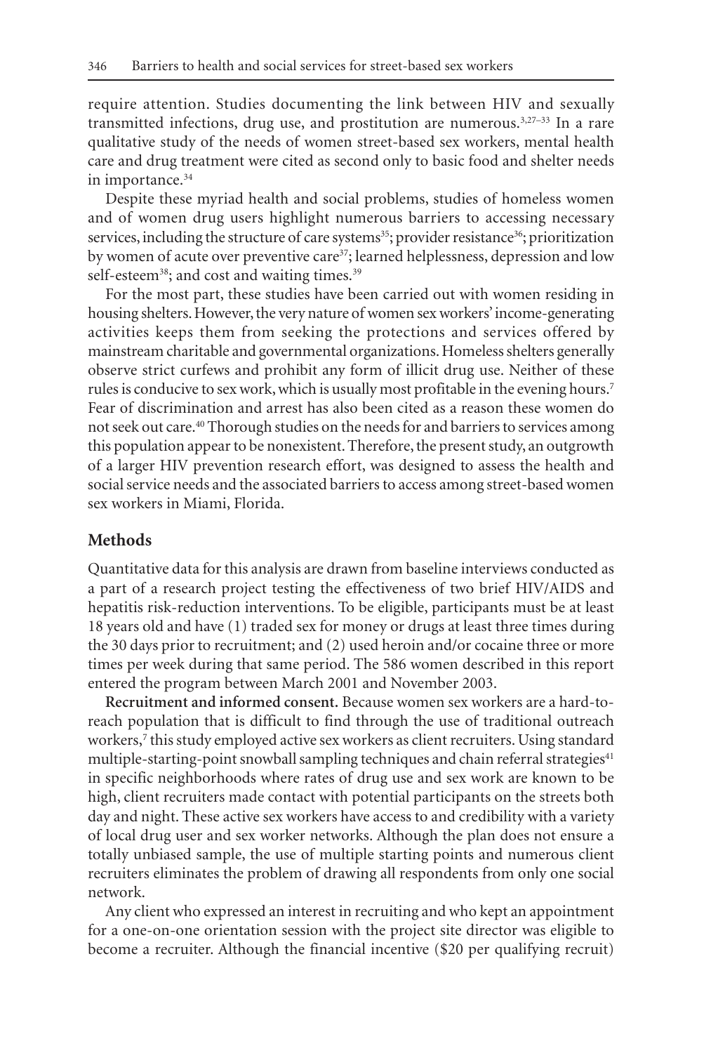require attention. Studies documenting the link between HIV and sexually transmitted infections, drug use, and prostitution are numerous.[3,27–33] In a rare qualitative study of the needs of women street-based sex workers, mental health care and drug treatment were cited as second only to basic food and shelter needs in importance.[34]

Despite these myriad health and social problems, studies of homeless women and of women drug users highlight numerous barriers to accessing necessary services, including the structure of care systems[35]; provider resistance[36]; prioritization by women of acute over preventive care[37]; learned helplessness, depression and low self-esteem[38]; and cost and waiting times.[39]

For the most part, these studies have been carried out with women residing in housing shelters. However, the very nature of women sex workers' income-generating activities keeps them from seeking the protections and services offered by mainstream charitable and governmental organizations. Homeless shelters generally observe strict curfews and prohibit any form of illicit drug use. Neither of these rules is conducive to sex work, which is usually most profitable in the evening hours.[7] Fear of discrimination and arrest has also been cited as a reason these women do not seek out care.[40] Thorough studies on the needs for and barriers to services among this population appear to be nonexistent. Therefore, the present study, an outgrowth of a larger HIV prevention research effort, was designed to assess the health and social service needs and the associated barriers to access among street-based women sex workers in Miami, Florida.

## Methods

Quantitative data for this analysis are drawn from baseline interviews conducted as a part of a research project testing the effectiveness of two brief HIV/AIDS and hepatitis risk-reduction interventions. To be eligible, participants must be at least 18 years old and have (1) traded sex for money or drugs at least three times during the 30 days prior to recruitment; and (2) used heroin and/or cocaine three or more times per week during that same period. The 586 women described in this report entered the program between March 2001 and November 2003.

**Recruitment and informed consent.** Because women sex workers are a hard-to-reach population that is difficult to find through the use of traditional outreach workers,[7] this study employed active sex workers as client recruiters. Using standard multiple-starting-point snowball sampling techniques and chain referral strategies[41] in specific neighborhoods where rates of drug use and sex work are known to be high, client recruiters made contact with potential participants on the streets both day and night. These active sex workers have access to and credibility with a variety of local drug user and sex worker networks. Although the plan does not ensure a totally unbiased sample, the use of multiple starting points and numerous client recruiters eliminates the problem of drawing all respondents from only one social network.

Any client who expressed an interest in recruiting and who kept an appointment for a one-on-one orientation session with the project site director was eligible to become a recruiter. Although the financial incentive ($20 per qualifying recruit)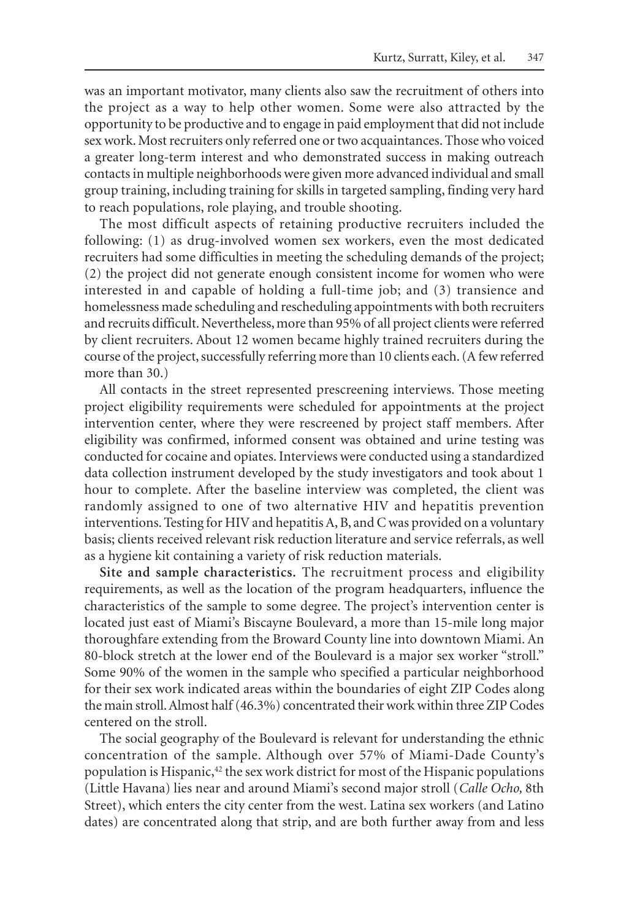was an important motivator, many clients also saw the recruitment of others into the project as a way to help other women. Some were also attracted by the opportunity to be productive and to engage in paid employment that did not include sex work. Most recruiters only referred one or two acquaintances. Those who voiced a greater long-term interest and who demonstrated success in making outreach contacts in multiple neighborhoods were given more advanced individual and small group training, including training for skills in targeted sampling, finding very hard to reach populations, role playing, and trouble shooting.

The most difficult aspects of retaining productive recruiters included the following: (1) as drug-involved women sex workers, even the most dedicated recruiters had some difficulties in meeting the scheduling demands of the project; (2) the project did not generate enough consistent income for women who were interested in and capable of holding a full-time job; and (3) transience and homelessness made scheduling and rescheduling appointments with both recruiters and recruits difficult. Nevertheless, more than 95% of all project clients were referred by client recruiters. About 12 women became highly trained recruiters during the course of the project, successfully referring more than 10 clients each. (A few referred more than 30.)

All contacts in the street represented prescreening interviews. Those meeting project eligibility requirements were scheduled for appointments at the project intervention center, where they were rescreened by project staff members. After eligibility was confirmed, informed consent was obtained and urine testing was conducted for cocaine and opiates. Interviews were conducted using a standardized data collection instrument developed by the study investigators and took about 1 hour to complete. After the baseline interview was completed, the client was randomly assigned to one of two alternative HIV and hepatitis prevention interventions. Testing for HIV and hepatitis A, B, and C was provided on a voluntary basis; clients received relevant risk reduction literature and service referrals, as well as a hygiene kit containing a variety of risk reduction materials.

**Site and sample characteristics.** The recruitment process and eligibility requirements, as well as the location of the program headquarters, influence the characteristics of the sample to some degree. The project's intervention center is located just east of Miami's Biscayne Boulevard, a more than 15-mile long major thoroughfare extending from the Broward County line into downtown Miami. An 80-block stretch at the lower end of the Boulevard is a major sex worker "stroll." Some 90% of the women in the sample who specified a particular neighborhood for their sex work indicated areas within the boundaries of eight ZIP Codes along the main stroll. Almost half (46.3%) concentrated their work within three ZIP Codes centered on the stroll.

The social geography of the Boulevard is relevant for understanding the ethnic concentration of the sample. Although over 57% of Miami-Dade County's population is Hispanic,[42] the sex work district for most of the Hispanic populations (Little Havana) lies near and around Miami's second major stroll (*Calle Ocho,* 8th Street), which enters the city center from the west. Latina sex workers (and Latino dates) are concentrated along that strip, and are both further away from and less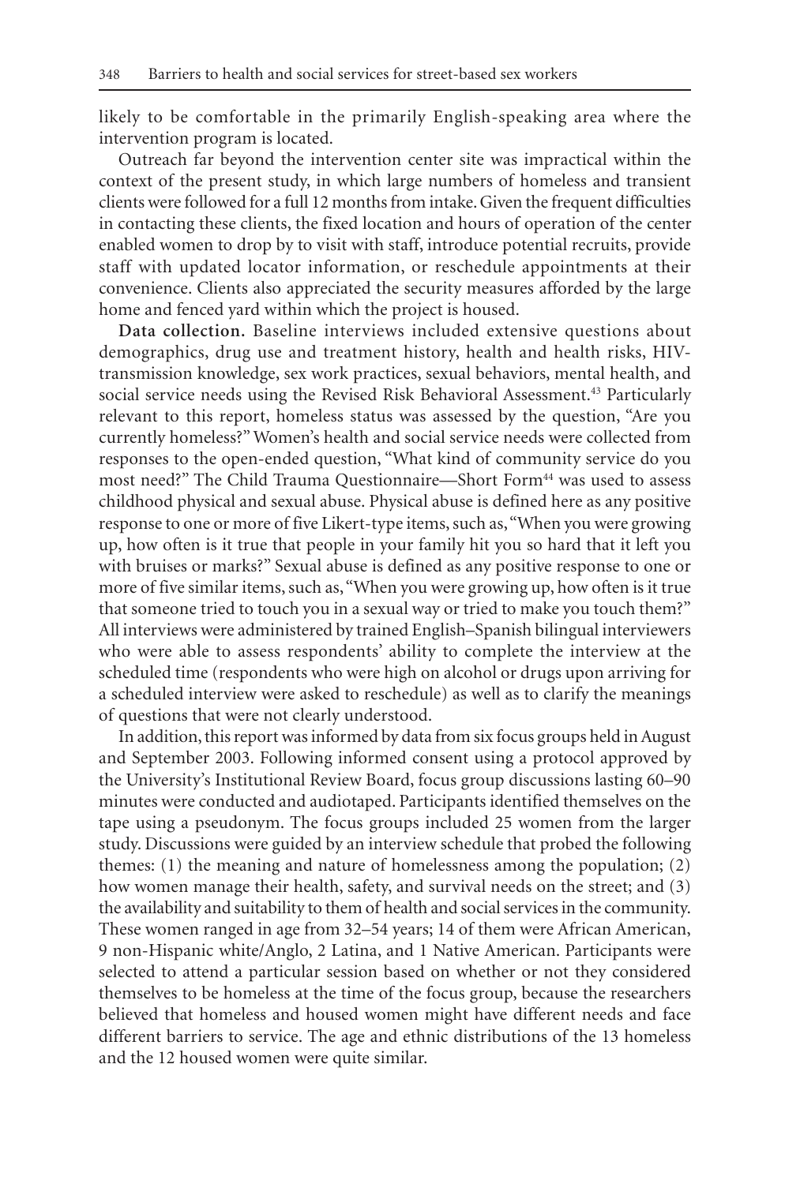likely to be comfortable in the primarily English-speaking area where the intervention program is located.

Outreach far beyond the intervention center site was impractical within the context of the present study, in which large numbers of homeless and transient clients were followed for a full 12 months from intake. Given the frequent difficulties in contacting these clients, the fixed location and hours of operation of the center enabled women to drop by to visit with staff, introduce potential recruits, provide staff with updated locator information, or reschedule appointments at their convenience. Clients also appreciated the security measures afforded by the large home and fenced yard within which the project is housed.

**Data collection.** Baseline interviews included extensive questions about demographics, drug use and treatment history, health and health risks, HIV-transmission knowledge, sex work practices, sexual behaviors, mental health, and social service needs using the Revised Risk Behavioral Assessment.[43] Particularly relevant to this report, homeless status was assessed by the question, "Are you currently homeless?" Women's health and social service needs were collected from responses to the open-ended question, "What kind of community service do you most need?" The Child Trauma Questionnaire—Short Form[44] was used to assess childhood physical and sexual abuse. Physical abuse is defined here as any positive response to one or more of five Likert-type items, such as, "When you were growing up, how often is it true that people in your family hit you so hard that it left you with bruises or marks?" Sexual abuse is defined as any positive response to one or more of five similar items, such as, "When you were growing up, how often is it true that someone tried to touch you in a sexual way or tried to make you touch them?" All interviews were administered by trained English–Spanish bilingual interviewers who were able to assess respondents' ability to complete the interview at the scheduled time (respondents who were high on alcohol or drugs upon arriving for a scheduled interview were asked to reschedule) as well as to clarify the meanings of questions that were not clearly understood.

In addition, this report was informed by data from six focus groups held in August and September 2003. Following informed consent using a protocol approved by the University's Institutional Review Board, focus group discussions lasting 60–90 minutes were conducted and audiotaped. Participants identified themselves on the tape using a pseudonym. The focus groups included 25 women from the larger study. Discussions were guided by an interview schedule that probed the following themes: (1) the meaning and nature of homelessness among the population; (2) how women manage their health, safety, and survival needs on the street; and (3) the availability and suitability to them of health and social services in the community. These women ranged in age from 32–54 years; 14 of them were African American, 9 non-Hispanic white/Anglo, 2 Latina, and 1 Native American. Participants were selected to attend a particular session based on whether or not they considered themselves to be homeless at the time of the focus group, because the researchers believed that homeless and housed women might have different needs and face different barriers to service. The age and ethnic distributions of the 13 homeless and the 12 housed women were quite similar.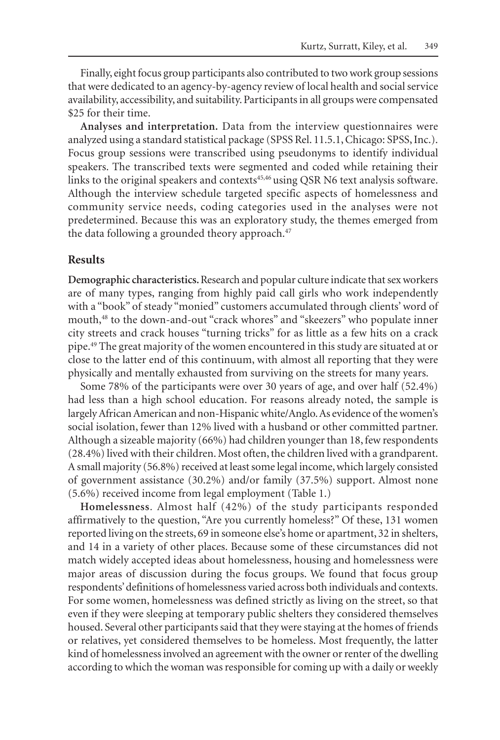Finally, eight focus group participants also contributed to two work group sessions that were dedicated to an agency-by-agency review of local health and social service availability, accessibility, and suitability. Participants in all groups were compensated $25 for their time.

**Analyses and interpretation.** Data from the interview questionnaires were analyzed using a standard statistical package (SPSS Rel. 11.5.1, Chicago: SPSS, Inc.). Focus group sessions were transcribed using pseudonyms to identify individual speakers. The transcribed texts were segmented and coded while retaining their links to the original speakers and contexts[45,46] using QSR N6 text analysis software. Although the interview schedule targeted specific aspects of homelessness and community service needs, coding categories used in the analyses were not predetermined. Because this was an exploratory study, the themes emerged from the data following a grounded theory approach.[47]

## Results

**Demographic characteristics.** Research and popular culture indicate that sex workers are of many types, ranging from highly paid call girls who work independently with a "book" of steady "monied" customers accumulated through clients' word of mouth,[48] to the down-and-out "crack whores" and "skeezers" who populate inner city streets and crack houses "turning tricks" for as little as a few hits on a crack pipe.[49] The great majority of the women encountered in this study are situated at or close to the latter end of this continuum, with almost all reporting that they were physically and mentally exhausted from surviving on the streets for many years.

Some 78% of the participants were over 30 years of age, and over half (52.4%) had less than a high school education. For reasons already noted, the sample is largely African American and non-Hispanic white/Anglo. As evidence of the women's social isolation, fewer than 12% lived with a husband or other committed partner. Although a sizeable majority (66%) had children younger than 18, few respondents (28.4%) lived with their children. Most often, the children lived with a grandparent. A small majority (56.8%) received at least some legal income, which largely consisted of government assistance (30.2%) and/or family (37.5%) support. Almost none (5.6%) received income from legal employment (Table 1.)

**Homelessness**. Almost half (42%) of the study participants responded affirmatively to the question, "Are you currently homeless?" Of these, 131 women reported living on the streets, 69 in someone else's home or apartment, 32 in shelters, and 14 in a variety of other places. Because some of these circumstances did not match widely accepted ideas about homelessness, housing and homelessness were major areas of discussion during the focus groups. We found that focus group respondents' definitions of homelessness varied across both individuals and contexts. For some women, homelessness was defined strictly as living on the street, so that even if they were sleeping at temporary public shelters they considered themselves housed. Several other participants said that they were staying at the homes of friends or relatives, yet considered themselves to be homeless. Most frequently, the latter kind of homelessness involved an agreement with the owner or renter of the dwelling according to which the woman was responsible for coming up with a daily or weekly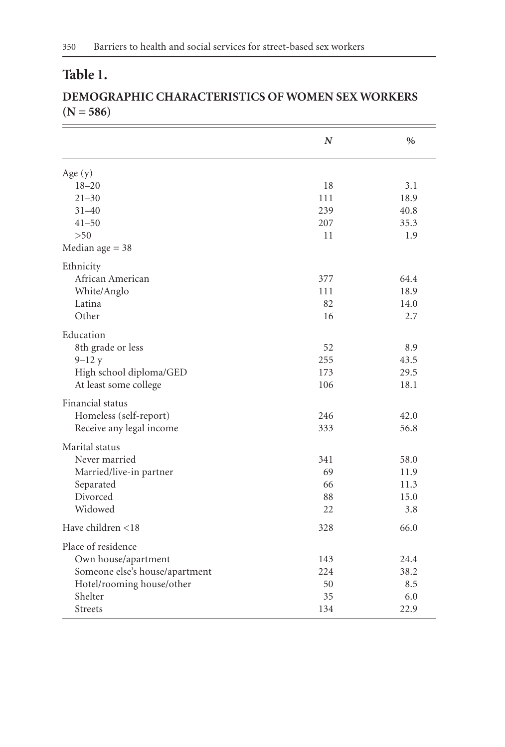## Table 1.

**DEMOGRAPHIC CHARACTERISTICS OF WOMEN SEX WORKERS (N = 586)**

| | *N* | % |
|---|---|---|
| Age (y) | | |
| 18–20 | 18 | 3.1 |
| 21–30 | 111 | 18.9 |
| 31–40 | 239 | 40.8 |
| 41–50 | 207 | 35.3 |
| >50 | 11 | 1.9 |
| Median age = 38 | | |
| Ethnicity | | |
| African American | 377 | 64.4 |
| White/Anglo | 111 | 18.9 |
| Latina | 82 | 14.0 |
| Other | 16 | 2.7 |
| Education | | |
| 8th grade or less | 52 | 8.9 |
| 9–12 y | 255 | 43.5 |
| High school diploma/GED | 173 | 29.5 |
| At least some college | 106 | 18.1 |
| Financial status | | |
| Homeless (self-report) | 246 | 42.0 |
| Receive any legal income | 333 | 56.8 |
| Marital status | | |
| Never married | 341 | 58.0 |
| Married/live-in partner | 69 | 11.9 |
| Separated | 66 | 11.3 |
| Divorced | 88 | 15.0 |
| Widowed | 22 | 3.8 |
| Have children <18 | 328 | 66.0 |
| Place of residence | | |
| Own house/apartment | 143 | 24.4 |
| Someone else's house/apartment | 224 | 38.2 |
| Hotel/rooming house/other | 50 | 8.5 |
| Shelter | 35 | 6.0 |
| Streets | 134 | 22.9 |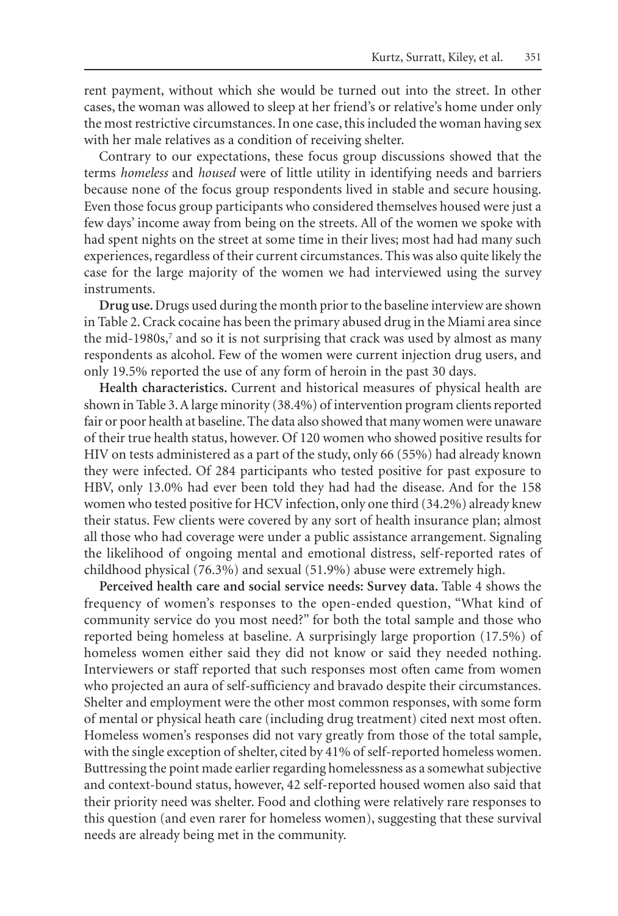rent payment, without which she would be turned out into the street. In other cases, the woman was allowed to sleep at her friend's or relative's home under only the most restrictive circumstances. In one case, this included the woman having sex with her male relatives as a condition of receiving shelter.

Contrary to our expectations, these focus group discussions showed that the terms *homeless* and *housed* were of little utility in identifying needs and barriers because none of the focus group respondents lived in stable and secure housing. Even those focus group participants who considered themselves housed were just a few days' income away from being on the streets. All of the women we spoke with had spent nights on the street at some time in their lives; most had had many such experiences, regardless of their current circumstances. This was also quite likely the case for the large majority of the women we had interviewed using the survey instruments.

**Drug use.** Drugs used during the month prior to the baseline interview are shown in Table 2. Crack cocaine has been the primary abused drug in the Miami area since the mid-1980s,[7] and so it is not surprising that crack was used by almost as many respondents as alcohol. Few of the women were current injection drug users, and only 19.5% reported the use of any form of heroin in the past 30 days.

**Health characteristics.** Current and historical measures of physical health are shown in Table 3. A large minority (38.4%) of intervention program clients reported fair or poor health at baseline. The data also showed that many women were unaware of their true health status, however. Of 120 women who showed positive results for HIV on tests administered as a part of the study, only 66 (55%) had already known they were infected. Of 284 participants who tested positive for past exposure to HBV, only 13.0% had ever been told they had had the disease. And for the 158 women who tested positive for HCV infection, only one third (34.2%) already knew their status. Few clients were covered by any sort of health insurance plan; almost all those who had coverage were under a public assistance arrangement. Signaling the likelihood of ongoing mental and emotional distress, self-reported rates of childhood physical (76.3%) and sexual (51.9%) abuse were extremely high.

**Perceived health care and social service needs: Survey data.** Table 4 shows the frequency of women's responses to the open-ended question, "What kind of community service do you most need?" for both the total sample and those who reported being homeless at baseline. A surprisingly large proportion (17.5%) of homeless women either said they did not know or said they needed nothing. Interviewers or staff reported that such responses most often came from women who projected an aura of self-sufficiency and bravado despite their circumstances. Shelter and employment were the other most common responses, with some form of mental or physical heath care (including drug treatment) cited next most often. Homeless women's responses did not vary greatly from those of the total sample, with the single exception of shelter, cited by 41% of self-reported homeless women. Buttressing the point made earlier regarding homelessness as a somewhat subjective and context-bound status, however, 42 self-reported housed women also said that their priority need was shelter. Food and clothing were relatively rare responses to this question (and even rarer for homeless women), suggesting that these survival needs are already being met in the community.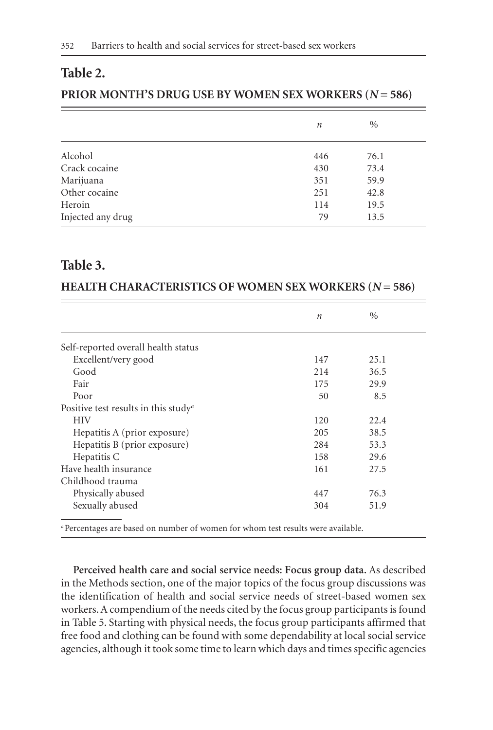## Table 2.

**PRIOR MONTH'S DRUG USE BY WOMEN SEX WORKERS ($N = 586$)**

| | *n* | % |
|---|---|---|
| Alcohol | 446 | 76.1 |
| Crack cocaine | 430 | 73.4 |
| Marijuana | 351 | 59.9 |
| Other cocaine | 251 | 42.8 |
| Heroin | 114 | 19.5 |
| Injected any drug | 79 | 13.5 |

## Table 3.

**HEALTH CHARACTERISTICS OF WOMEN SEX WORKERS ($N = 586$)**

| | *n* | % |
|---|---|---|
| Self-reported overall health status | | |
| Excellent/very good | 147 | 25.1 |
| Good | 214 | 36.5 |
| Fair | 175 | 29.9 |
| Poor | 50 | 8.5 |
| Positive test results in this study[a] | | |
| HIV | 120 | 22.4 |
| Hepatitis A (prior exposure) | 205 | 38.5 |
| Hepatitis B (prior exposure) | 284 | 53.3 |
| Hepatitis C | 158 | 29.6 |
| Have health insurance | 161 | 27.5 |
| Childhood trauma | | |
| Physically abused | 447 | 76.3 |
| Sexually abused | 304 | 51.9 |

[a] Percentages are based on number of women for whom test results were available.

**Perceived health care and social service needs: Focus group data.** As described in the Methods section, one of the major topics of the focus group discussions was the identification of health and social service needs of street-based women sex workers. A compendium of the needs cited by the focus group participants is found in Table 5. Starting with physical needs, the focus group participants affirmed that free food and clothing can be found with some dependability at local social service agencies, although it took some time to learn which days and times specific agencies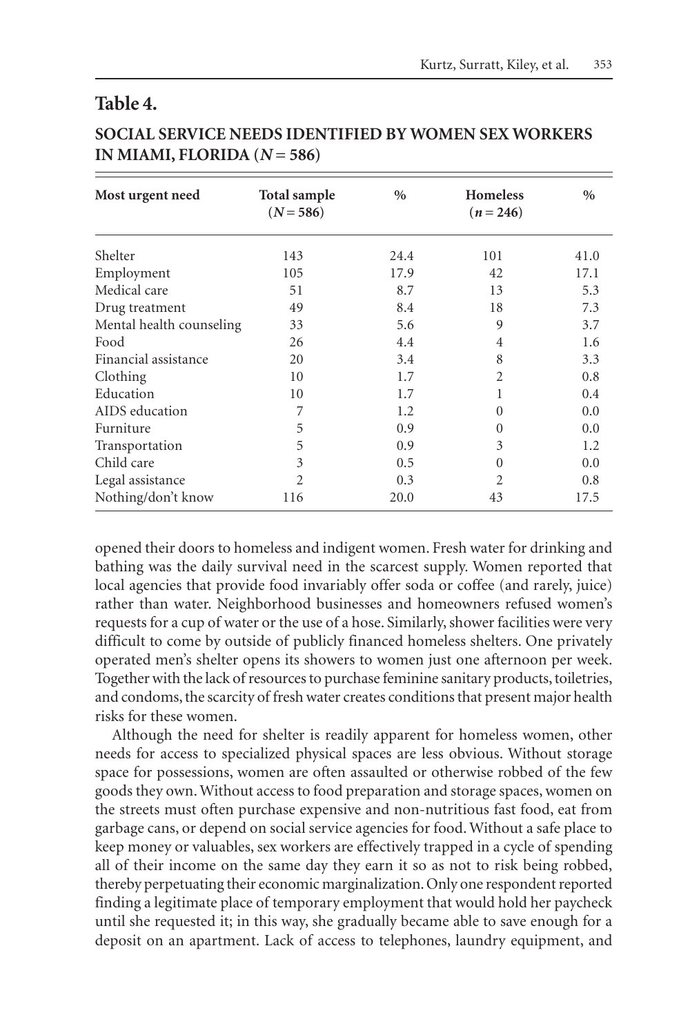## Table 4.

**SOCIAL SERVICE NEEDS IDENTIFIED BY WOMEN SEX WORKERS IN MIAMI, FLORIDA (*N* = 586)**

| Most urgent need | Total sample (*N* = 586) | % | Homeless (*n* = 246) | % |
|---|---|---|---|---|
| Shelter | 143 | 24.4 | 101 | 41.0 |
| Employment | 105 | 17.9 | 42 | 17.1 |
| Medical care | 51 | 8.7 | 13 | 5.3 |
| Drug treatment | 49 | 8.4 | 18 | 7.3 |
| Mental health counseling | 33 | 5.6 | 9 | 3.7 |
| Food | 26 | 4.4 | 4 | 1.6 |
| Financial assistance | 20 | 3.4 | 8 | 3.3 |
| Clothing | 10 | 1.7 | 2 | 0.8 |
| Education | 10 | 1.7 | 1 | 0.4 |
| AIDS education | 7 | 1.2 | 0 | 0.0 |
| Furniture | 5 | 0.9 | 0 | 0.0 |
| Transportation | 5 | 0.9 | 3 | 1.2 |
| Child care | 3 | 0.5 | 0 | 0.0 |
| Legal assistance | 2 | 0.3 | 2 | 0.8 |
| Nothing/don't know | 116 | 20.0 | 43 | 17.5 |

opened their doors to homeless and indigent women. Fresh water for drinking and bathing was the daily survival need in the scarcest supply. Women reported that local agencies that provide food invariably offer soda or coffee (and rarely, juice) rather than water. Neighborhood businesses and homeowners refused women's requests for a cup of water or the use of a hose. Similarly, shower facilities were very difficult to come by outside of publicly financed homeless shelters. One privately operated men's shelter opens its showers to women just one afternoon per week. Together with the lack of resources to purchase feminine sanitary products, toiletries, and condoms, the scarcity of fresh water creates conditions that present major health risks for these women.

Although the need for shelter is readily apparent for homeless women, other needs for access to specialized physical spaces are less obvious. Without storage space for possessions, women are often assaulted or otherwise robbed of the few goods they own. Without access to food preparation and storage spaces, women on the streets must often purchase expensive and non-nutritious fast food, eat from garbage cans, or depend on social service agencies for food. Without a safe place to keep money or valuables, sex workers are effectively trapped in a cycle of spending all of their income on the same day they earn it so as not to risk being robbed, thereby perpetuating their economic marginalization. Only one respondent reported finding a legitimate place of temporary employment that would hold her paycheck until she requested it; in this way, she gradually became able to save enough for a deposit on an apartment. Lack of access to telephones, laundry equipment, and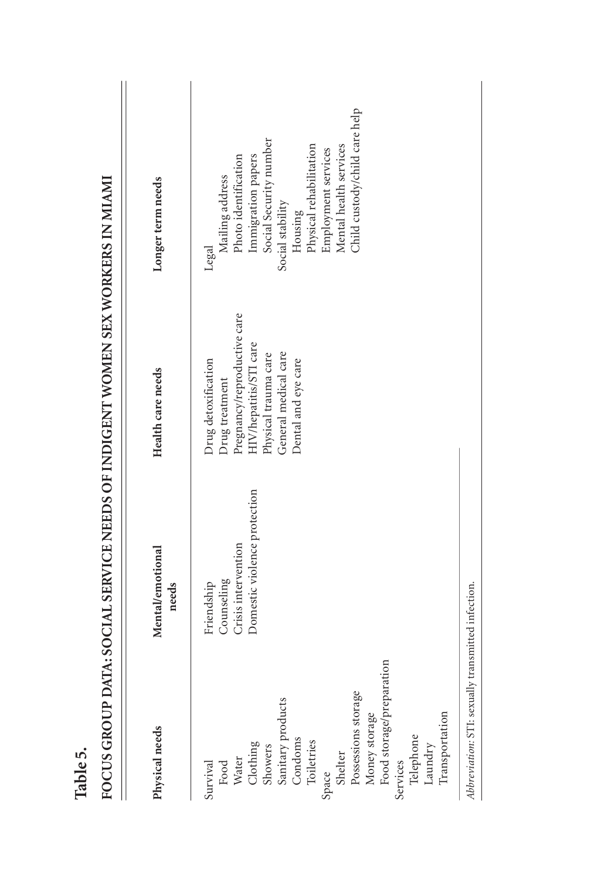**Table 5.**

**FOCUS GROUP DATA: SOCIAL SERVICE NEEDS OF INDIGENT WOMEN SEX WORKERS IN MIAMI**

| Physical needs | Mental/emotional needs | Health care needs | Longer term needs |
|---|---|---|---|
| Survival | Friendship | Drug detoxification | Legal |
| Food | Counseling | Drug treatment | Mailing address |
| Water | Crisis intervention | Pregnancy/reproductive care | Photo identification |
| Clothing | Domestic violence protection | HIV/hepatitis/STI care | Immigration papers |
| Showers | | Physical trauma care | Social Security number |
| Sanitary products | | General medical care | Social stability |
| Condoms | | Dental and eye care | Housing |
| Toiletries | | | Physical rehabilitation |
| Space | | | Employment services |
| Shelter | | | Mental health services |
| Possessions storage | | | Child custody/child care help |
| Money storage | | | |
| Food storage/preparation | | | |
| Services | | | |
| Telephone | | | |
| Laundry | | | |
| Transportation | | | |

*Abbreviation:* STI: sexually transmitted infection.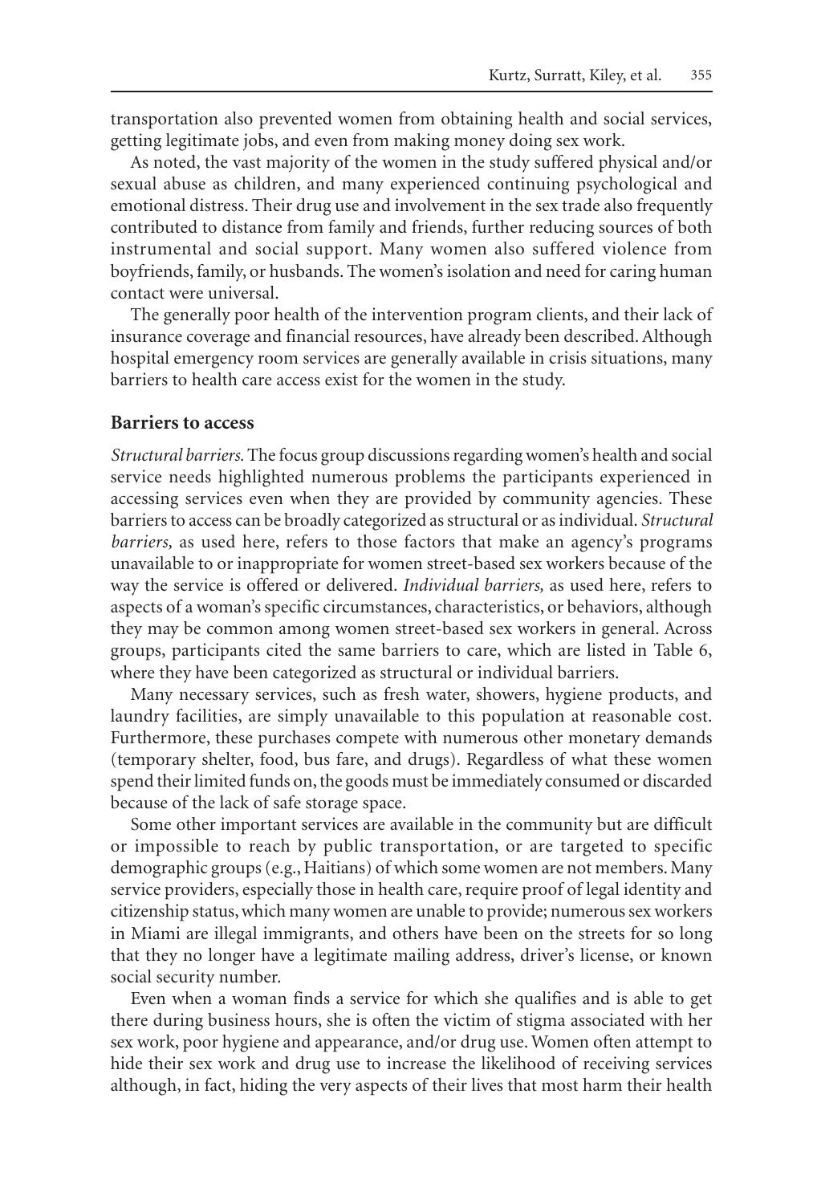transportation also prevented women from obtaining health and social services, getting legitimate jobs, and even from making money doing sex work.

As noted, the vast majority of the women in the study suffered physical and/or sexual abuse as children, and many experienced continuing psychological and emotional distress. Their drug use and involvement in the sex trade also frequently contributed to distance from family and friends, further reducing sources of both instrumental and social support. Many women also suffered violence from boyfriends, family, or husbands. The women's isolation and need for caring human contact were universal.

The generally poor health of the intervention program clients, and their lack of insurance coverage and financial resources, have already been described. Although hospital emergency room services are generally available in crisis situations, many barriers to health care access exist for the women in the study.

### Barriers to access

*Structural barriers.* The focus group discussions regarding women's health and social service needs highlighted numerous problems the participants experienced in accessing services even when they are provided by community agencies. These barriers to access can be broadly categorized as structural or as individual. *Structural barriers,* as used here, refers to those factors that make an agency's programs unavailable to or inappropriate for women street-based sex workers because of the way the service is offered or delivered. *Individual barriers,* as used here, refers to aspects of a woman's specific circumstances, characteristics, or behaviors, although they may be common among women street-based sex workers in general. Across groups, participants cited the same barriers to care, which are listed in Table 6, where they have been categorized as structural or individual barriers.

Many necessary services, such as fresh water, showers, hygiene products, and laundry facilities, are simply unavailable to this population at reasonable cost. Furthermore, these purchases compete with numerous other monetary demands (temporary shelter, food, bus fare, and drugs). Regardless of what these women spend their limited funds on, the goods must be immediately consumed or discarded because of the lack of safe storage space.

Some other important services are available in the community but are difficult or impossible to reach by public transportation, or are targeted to specific demographic groups (e.g., Haitians) of which some women are not members. Many service providers, especially those in health care, require proof of legal identity and citizenship status, which many women are unable to provide; numerous sex workers in Miami are illegal immigrants, and others have been on the streets for so long that they no longer have a legitimate mailing address, driver's license, or known social security number.

Even when a woman finds a service for which she qualifies and is able to get there during business hours, she is often the victim of stigma associated with her sex work, poor hygiene and appearance, and/or drug use. Women often attempt to hide their sex work and drug use to increase the likelihood of receiving services although, in fact, hiding the very aspects of their lives that most harm their health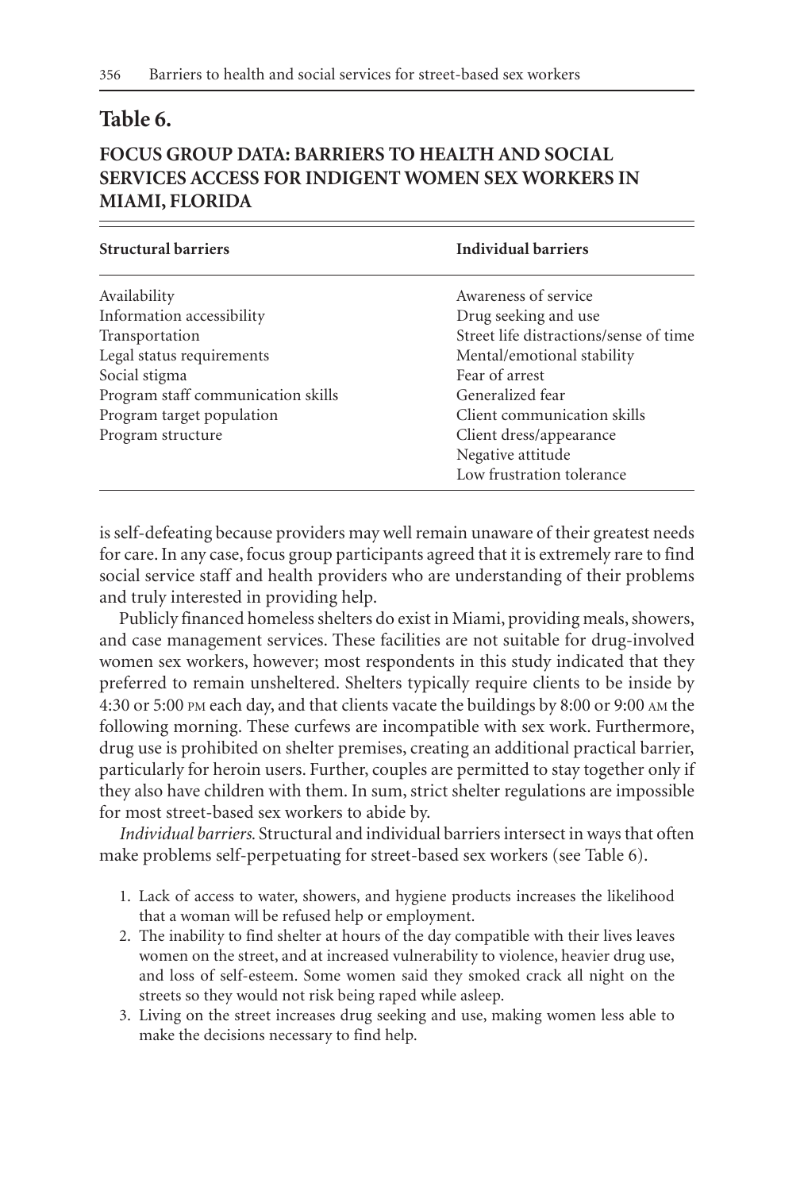## Table 6.

### FOCUS GROUP DATA: BARRIERS TO HEALTH AND SOCIAL SERVICES ACCESS FOR INDIGENT WOMEN SEX WORKERS IN MIAMI, FLORIDA

| Structural barriers | Individual barriers |
|---|---|
| Availability | Awareness of service |
| Information accessibility | Drug seeking and use |
| Transportation | Street life distractions/sense of time |
| Legal status requirements | Mental/emotional stability |
| Social stigma | Fear of arrest |
| Program staff communication skills | Generalized fear |
| Program target population | Client communication skills |
| Program structure | Client dress/appearance |
| | Negative attitude |
| | Low frustration tolerance |

is self-defeating because providers may well remain unaware of their greatest needs for care. In any case, focus group participants agreed that it is extremely rare to find social service staff and health providers who are understanding of their problems and truly interested in providing help.

Publicly financed homeless shelters do exist in Miami, providing meals, showers, and case management services. These facilities are not suitable for drug-involved women sex workers, however; most respondents in this study indicated that they preferred to remain unsheltered. Shelters typically require clients to be inside by 4:30 or 5:00 PM each day, and that clients vacate the buildings by 8:00 or 9:00 AM the following morning. These curfews are incompatible with sex work. Furthermore, drug use is prohibited on shelter premises, creating an additional practical barrier, particularly for heroin users. Further, couples are permitted to stay together only if they also have children with them. In sum, strict shelter regulations are impossible for most street-based sex workers to abide by.

*Individual barriers.* Structural and individual barriers intersect in ways that often make problems self-perpetuating for street-based sex workers (see Table 6).

1. Lack of access to water, showers, and hygiene products increases the likelihood that a woman will be refused help or employment.
2. The inability to find shelter at hours of the day compatible with their lives leaves women on the street, and at increased vulnerability to violence, heavier drug use, and loss of self-esteem. Some women said they smoked crack all night on the streets so they would not risk being raped while asleep.
3. Living on the street increases drug seeking and use, making women less able to make the decisions necessary to find help.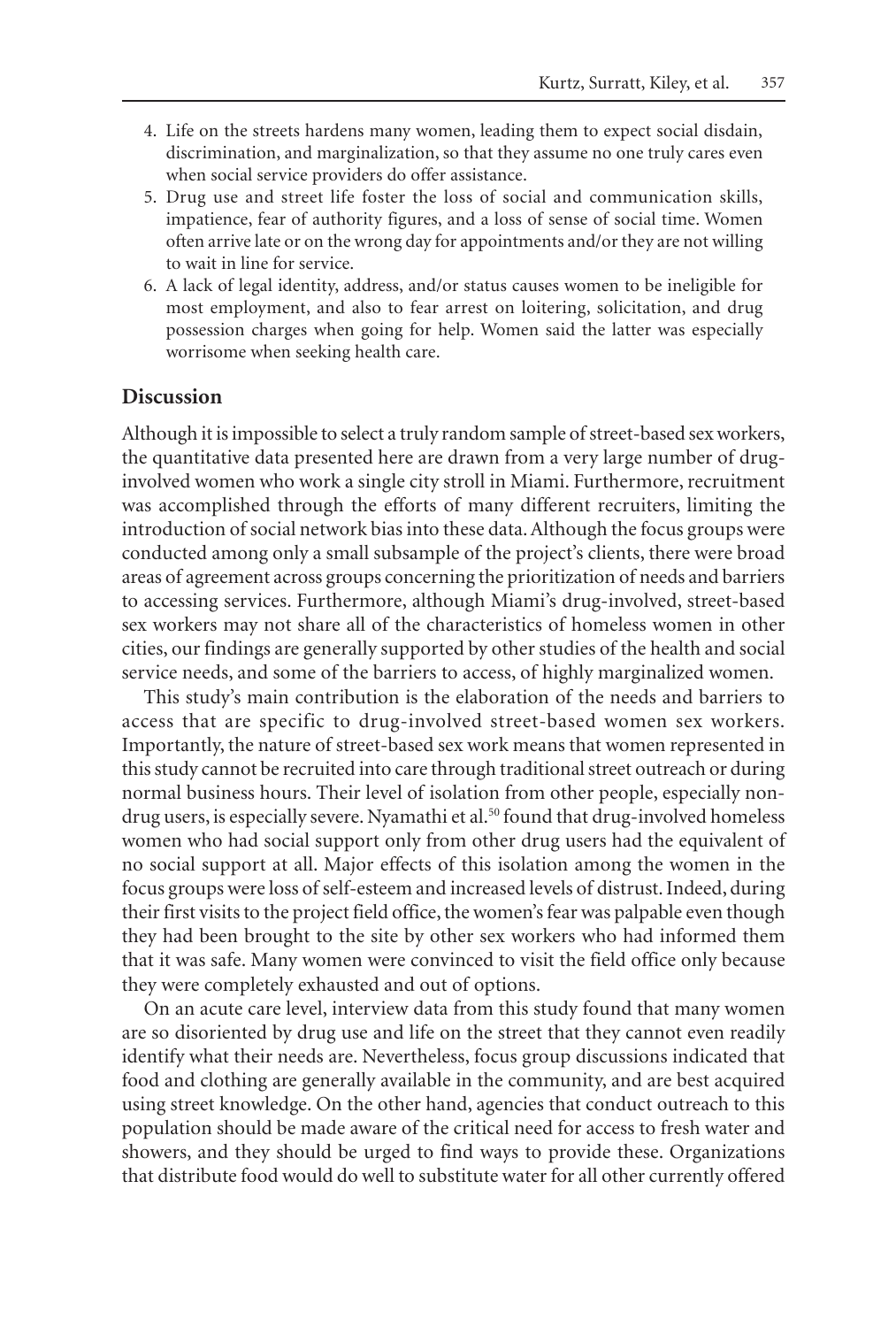4. Life on the streets hardens many women, leading them to expect social disdain, discrimination, and marginalization, so that they assume no one truly cares even when social service providers do offer assistance.
5. Drug use and street life foster the loss of social and communication skills, impatience, fear of authority figures, and a loss of sense of social time. Women often arrive late or on the wrong day for appointments and/or they are not willing to wait in line for service.
6. A lack of legal identity, address, and/or status causes women to be ineligible for most employment, and also to fear arrest on loitering, solicitation, and drug possession charges when going for help. Women said the latter was especially worrisome when seeking health care.

## Discussion

Although it is impossible to select a truly random sample of street-based sex workers, the quantitative data presented here are drawn from a very large number of drug-involved women who work a single city stroll in Miami. Furthermore, recruitment was accomplished through the efforts of many different recruiters, limiting the introduction of social network bias into these data. Although the focus groups were conducted among only a small subsample of the project's clients, there were broad areas of agreement across groups concerning the prioritization of needs and barriers to accessing services. Furthermore, although Miami's drug-involved, street-based sex workers may not share all of the characteristics of homeless women in other cities, our findings are generally supported by other studies of the health and social service needs, and some of the barriers to access, of highly marginalized women.

This study's main contribution is the elaboration of the needs and barriers to access that are specific to drug-involved street-based women sex workers. Importantly, the nature of street-based sex work means that women represented in this study cannot be recruited into care through traditional street outreach or during normal business hours. Their level of isolation from other people, especially non-drug users, is especially severe. Nyamathi et al.[50] found that drug-involved homeless women who had social support only from other drug users had the equivalent of no social support at all. Major effects of this isolation among the women in the focus groups were loss of self-esteem and increased levels of distrust. Indeed, during their first visits to the project field office, the women's fear was palpable even though they had been brought to the site by other sex workers who had informed them that it was safe. Many women were convinced to visit the field office only because they were completely exhausted and out of options.

On an acute care level, interview data from this study found that many women are so disoriented by drug use and life on the street that they cannot even readily identify what their needs are. Nevertheless, focus group discussions indicated that food and clothing are generally available in the community, and are best acquired using street knowledge. On the other hand, agencies that conduct outreach to this population should be made aware of the critical need for access to fresh water and showers, and they should be urged to find ways to provide these. Organizations that distribute food would do well to substitute water for all other currently offered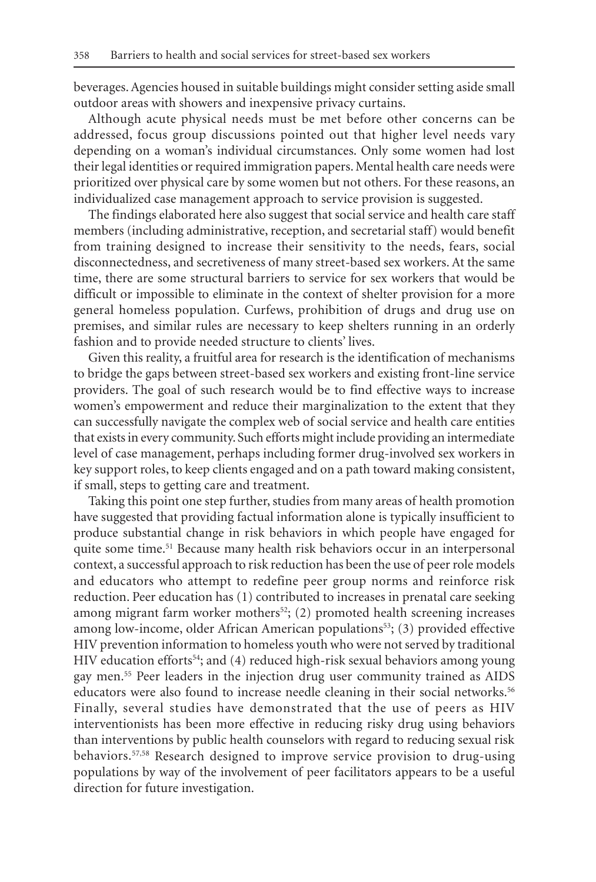beverages. Agencies housed in suitable buildings might consider setting aside small outdoor areas with showers and inexpensive privacy curtains.

Although acute physical needs must be met before other concerns can be addressed, focus group discussions pointed out that higher level needs vary depending on a woman's individual circumstances. Only some women had lost their legal identities or required immigration papers. Mental health care needs were prioritized over physical care by some women but not others. For these reasons, an individualized case management approach to service provision is suggested.

The findings elaborated here also suggest that social service and health care staff members (including administrative, reception, and secretarial staff) would benefit from training designed to increase their sensitivity to the needs, fears, social disconnectedness, and secretiveness of many street-based sex workers. At the same time, there are some structural barriers to service for sex workers that would be difficult or impossible to eliminate in the context of shelter provision for a more general homeless population. Curfews, prohibition of drugs and drug use on premises, and similar rules are necessary to keep shelters running in an orderly fashion and to provide needed structure to clients' lives.

Given this reality, a fruitful area for research is the identification of mechanisms to bridge the gaps between street-based sex workers and existing front-line service providers. The goal of such research would be to find effective ways to increase women's empowerment and reduce their marginalization to the extent that they can successfully navigate the complex web of social service and health care entities that exists in every community. Such efforts might include providing an intermediate level of case management, perhaps including former drug-involved sex workers in key support roles, to keep clients engaged and on a path toward making consistent, if small, steps to getting care and treatment.

Taking this point one step further, studies from many areas of health promotion have suggested that providing factual information alone is typically insufficient to produce substantial change in risk behaviors in which people have engaged for quite some time.[51] Because many health risk behaviors occur in an interpersonal context, a successful approach to risk reduction has been the use of peer role models and educators who attempt to redefine peer group norms and reinforce risk reduction. Peer education has (1) contributed to increases in prenatal care seeking among migrant farm worker mothers[52]; (2) promoted health screening increases among low-income, older African American populations[53]; (3) provided effective HIV prevention information to homeless youth who were not served by traditional HIV education efforts[54]; and (4) reduced high-risk sexual behaviors among young gay men.[55] Peer leaders in the injection drug user community trained as AIDS educators were also found to increase needle cleaning in their social networks.[56] Finally, several studies have demonstrated that the use of peers as HIV interventionists has been more effective in reducing risky drug using behaviors than interventions by public health counselors with regard to reducing sexual risk behaviors.[57,58] Research designed to improve service provision to drug-using populations by way of the involvement of peer facilitators appears to be a useful direction for future investigation.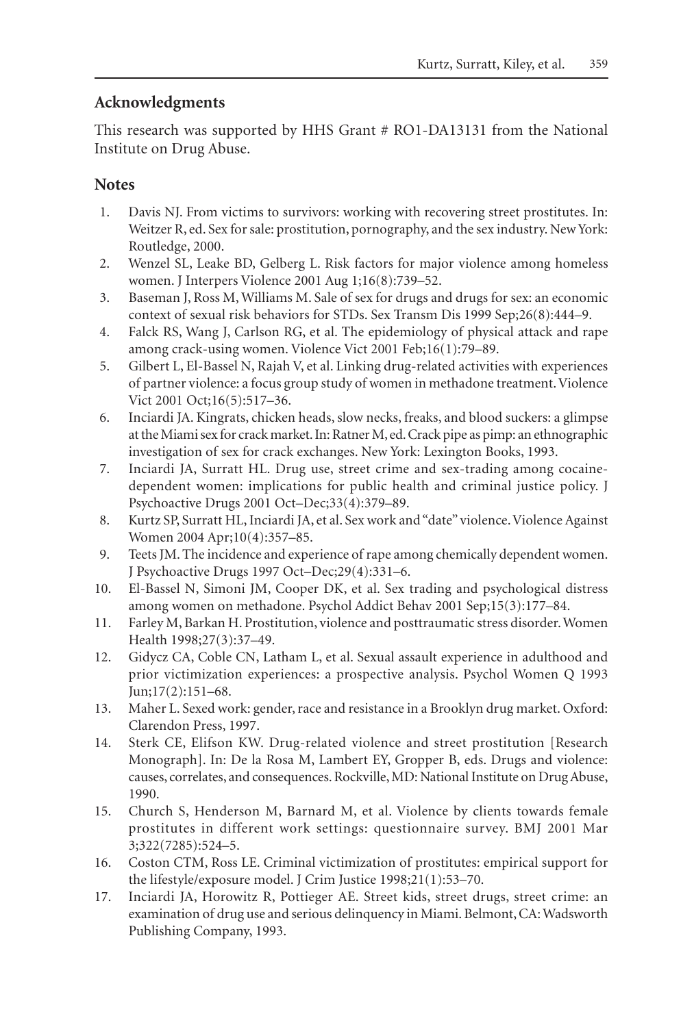## Acknowledgments

This research was supported by HHS Grant # RO1-DA13131 from the National Institute on Drug Abuse.

## Notes

1. Davis NJ. From victims to survivors: working with recovering street prostitutes. In: Weitzer R, ed. Sex for sale: prostitution, pornography, and the sex industry. New York: Routledge, 2000.
2. Wenzel SL, Leake BD, Gelberg L. Risk factors for major violence among homeless women. J Interpers Violence 2001 Aug 1;16(8):739–52.
3. Baseman J, Ross M, Williams M. Sale of sex for drugs and drugs for sex: an economic context of sexual risk behaviors for STDs. Sex Transm Dis 1999 Sep;26(8):444–9.
4. Falck RS, Wang J, Carlson RG, et al. The epidemiology of physical attack and rape among crack-using women. Violence Vict 2001 Feb;16(1):79–89.
5. Gilbert L, El-Bassel N, Rajah V, et al. Linking drug-related activities with experiences of partner violence: a focus group study of women in methadone treatment. Violence Vict 2001 Oct;16(5):517–36.
6. Inciardi JA. Kingrats, chicken heads, slow necks, freaks, and blood suckers: a glimpse at the Miami sex for crack market. In: Ratner M, ed. Crack pipe as pimp: an ethnographic investigation of sex for crack exchanges. New York: Lexington Books, 1993.
7. Inciardi JA, Surratt HL. Drug use, street crime and sex-trading among cocaine-dependent women: implications for public health and criminal justice policy. J Psychoactive Drugs 2001 Oct–Dec;33(4):379–89.
8. Kurtz SP, Surratt HL, Inciardi JA, et al. Sex work and "date" violence. Violence Against Women 2004 Apr;10(4):357–85.
9. Teets JM. The incidence and experience of rape among chemically dependent women. J Psychoactive Drugs 1997 Oct–Dec;29(4):331–6.
10. El-Bassel N, Simoni JM, Cooper DK, et al. Sex trading and psychological distress among women on methadone. Psychol Addict Behav 2001 Sep;15(3):177–84.
11. Farley M, Barkan H. Prostitution, violence and posttraumatic stress disorder. Women Health 1998;27(3):37–49.
12. Gidycz CA, Coble CN, Latham L, et al. Sexual assault experience in adulthood and prior victimization experiences: a prospective analysis. Psychol Women Q 1993 Jun;17(2):151–68.
13. Maher L. Sexed work: gender, race and resistance in a Brooklyn drug market. Oxford: Clarendon Press, 1997.
14. Sterk CE, Elifson KW. Drug-related violence and street prostitution [Research Monograph]. In: De la Rosa M, Lambert EY, Gropper B, eds. Drugs and violence: causes, correlates, and consequences. Rockville, MD: National Institute on Drug Abuse, 1990.
15. Church S, Henderson M, Barnard M, et al. Violence by clients towards female prostitutes in different work settings: questionnaire survey. BMJ 2001 Mar 3;322(7285):524–5.
16. Coston CTM, Ross LE. Criminal victimization of prostitutes: empirical support for the lifestyle/exposure model. J Crim Justice 1998;21(1):53–70.
17. Inciardi JA, Horowitz R, Pottieger AE. Street kids, street drugs, street crime: an examination of drug use and serious delinquency in Miami. Belmont, CA: Wadsworth Publishing Company, 1993.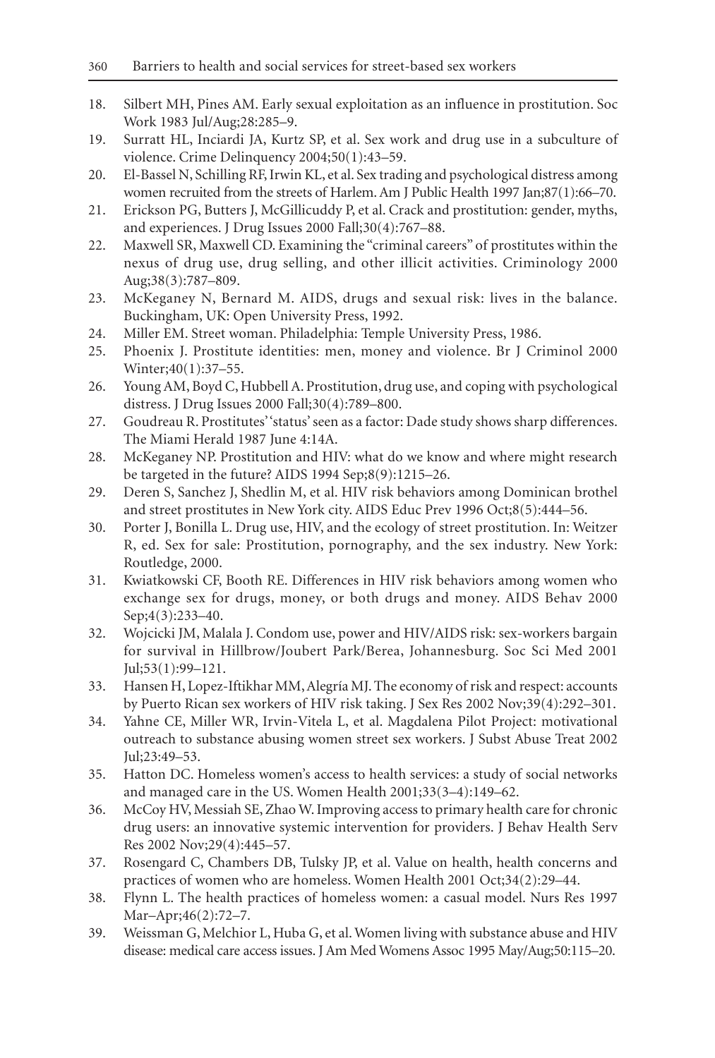18. Silbert MH, Pines AM. Early sexual exploitation as an influence in prostitution. Soc Work 1983 Jul/Aug;28:285–9.
19. Surratt HL, Inciardi JA, Kurtz SP, et al. Sex work and drug use in a subculture of violence. Crime Delinquency 2004;50(1):43–59.
20. El-Bassel N, Schilling RF, Irwin KL, et al. Sex trading and psychological distress among women recruited from the streets of Harlem. Am J Public Health 1997 Jan;87(1):66–70.
21. Erickson PG, Butters J, McGillicuddy P, et al. Crack and prostitution: gender, myths, and experiences. J Drug Issues 2000 Fall;30(4):767–88.
22. Maxwell SR, Maxwell CD. Examining the "criminal careers" of prostitutes within the nexus of drug use, drug selling, and other illicit activities. Criminology 2000 Aug;38(3):787–809.
23. McKeganey N, Bernard M. AIDS, drugs and sexual risk: lives in the balance. Buckingham, UK: Open University Press, 1992.
24. Miller EM. Street woman. Philadelphia: Temple University Press, 1986.
25. Phoenix J. Prostitute identities: men, money and violence. Br J Criminol 2000 Winter;40(1):37–55.
26. Young AM, Boyd C, Hubbell A. Prostitution, drug use, and coping with psychological distress. J Drug Issues 2000 Fall;30(4):789–800.
27. Goudreau R. Prostitutes' 'status' seen as a factor: Dade study shows sharp differences. The Miami Herald 1987 June 4:14A.
28. McKeganey NP. Prostitution and HIV: what do we know and where might research be targeted in the future? AIDS 1994 Sep;8(9):1215–26.
29. Deren S, Sanchez J, Shedlin M, et al. HIV risk behaviors among Dominican brothel and street prostitutes in New York city. AIDS Educ Prev 1996 Oct;8(5):444–56.
30. Porter J, Bonilla L. Drug use, HIV, and the ecology of street prostitution. In: Weitzer R, ed. Sex for sale: Prostitution, pornography, and the sex industry. New York: Routledge, 2000.
31. Kwiatkowski CF, Booth RE. Differences in HIV risk behaviors among women who exchange sex for drugs, money, or both drugs and money. AIDS Behav 2000 Sep;4(3):233–40.
32. Wojcicki JM, Malala J. Condom use, power and HIV/AIDS risk: sex-workers bargain for survival in Hillbrow/Joubert Park/Berea, Johannesburg. Soc Sci Med 2001 Jul;53(1):99–121.
33. Hansen H, Lopez-Iftikhar MM, Alegría MJ. The economy of risk and respect: accounts by Puerto Rican sex workers of HIV risk taking. J Sex Res 2002 Nov;39(4):292–301.
34. Yahne CE, Miller WR, Irvin-Vitela L, et al. Magdalena Pilot Project: motivational outreach to substance abusing women street sex workers. J Subst Abuse Treat 2002 Jul;23:49–53.
35. Hatton DC. Homeless women's access to health services: a study of social networks and managed care in the US. Women Health 2001;33(3–4):149–62.
36. McCoy HV, Messiah SE, Zhao W. Improving access to primary health care for chronic drug users: an innovative systemic intervention for providers. J Behav Health Serv Res 2002 Nov;29(4):445–57.
37. Rosengard C, Chambers DB, Tulsky JP, et al. Value on health, health concerns and practices of women who are homeless. Women Health 2001 Oct;34(2):29–44.
38. Flynn L. The health practices of homeless women: a casual model. Nurs Res 1997 Mar–Apr;46(2):72–7.
39. Weissman G, Melchior L, Huba G, et al. Women living with substance abuse and HIV disease: medical care access issues. J Am Med Womens Assoc 1995 May/Aug;50:115–20.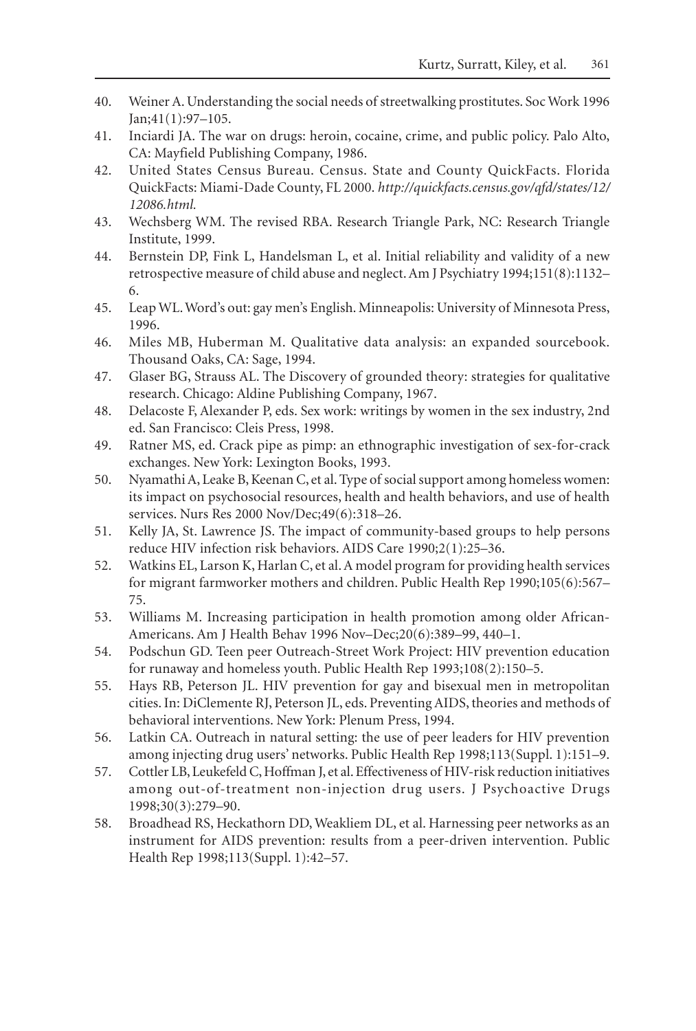40. Weiner A. Understanding the social needs of streetwalking prostitutes. Soc Work 1996 Jan;41(1):97–105.
41. Inciardi JA. The war on drugs: heroin, cocaine, crime, and public policy. Palo Alto, CA: Mayfield Publishing Company, 1986.
42. United States Census Bureau. Census. State and County QuickFacts. Florida QuickFacts: Miami-Dade County, FL 2000. *http://quickfacts.census.gov/qfd/states/12/12086.html.*
43. Wechsberg WM. The revised RBA. Research Triangle Park, NC: Research Triangle Institute, 1999.
44. Bernstein DP, Fink L, Handelsman L, et al. Initial reliability and validity of a new retrospective measure of child abuse and neglect. Am J Psychiatry 1994;151(8):1132–6.
45. Leap WL. Word's out: gay men's English. Minneapolis: University of Minnesota Press, 1996.
46. Miles MB, Huberman M. Qualitative data analysis: an expanded sourcebook. Thousand Oaks, CA: Sage, 1994.
47. Glaser BG, Strauss AL. The Discovery of grounded theory: strategies for qualitative research. Chicago: Aldine Publishing Company, 1967.
48. Delacoste F, Alexander P, eds. Sex work: writings by women in the sex industry, 2nd ed. San Francisco: Cleis Press, 1998.
49. Ratner MS, ed. Crack pipe as pimp: an ethnographic investigation of sex-for-crack exchanges. New York: Lexington Books, 1993.
50. Nyamathi A, Leake B, Keenan C, et al. Type of social support among homeless women: its impact on psychosocial resources, health and health behaviors, and use of health services. Nurs Res 2000 Nov/Dec;49(6):318–26.
51. Kelly JA, St. Lawrence JS. The impact of community-based groups to help persons reduce HIV infection risk behaviors. AIDS Care 1990;2(1):25–36.
52. Watkins EL, Larson K, Harlan C, et al. A model program for providing health services for migrant farmworker mothers and children. Public Health Rep 1990;105(6):567–75.
53. Williams M. Increasing participation in health promotion among older African-Americans. Am J Health Behav 1996 Nov–Dec;20(6):389–99, 440–1.
54. Podschun GD. Teen peer Outreach-Street Work Project: HIV prevention education for runaway and homeless youth. Public Health Rep 1993;108(2):150–5.
55. Hays RB, Peterson JL. HIV prevention for gay and bisexual men in metropolitan cities. In: DiClemente RJ, Peterson JL, eds. Preventing AIDS, theories and methods of behavioral interventions. New York: Plenum Press, 1994.
56. Latkin CA. Outreach in natural setting: the use of peer leaders for HIV prevention among injecting drug users' networks. Public Health Rep 1998;113(Suppl. 1):151–9.
57. Cottler LB, Leukefeld C, Hoffman J, et al. Effectiveness of HIV-risk reduction initiatives among out-of-treatment non-injection drug users. J Psychoactive Drugs 1998;30(3):279–90.
58. Broadhead RS, Heckathorn DD, Weakliem DL, et al. Harnessing peer networks as an instrument for AIDS prevention: results from a peer-driven intervention. Public Health Rep 1998;113(Suppl. 1):42–57.